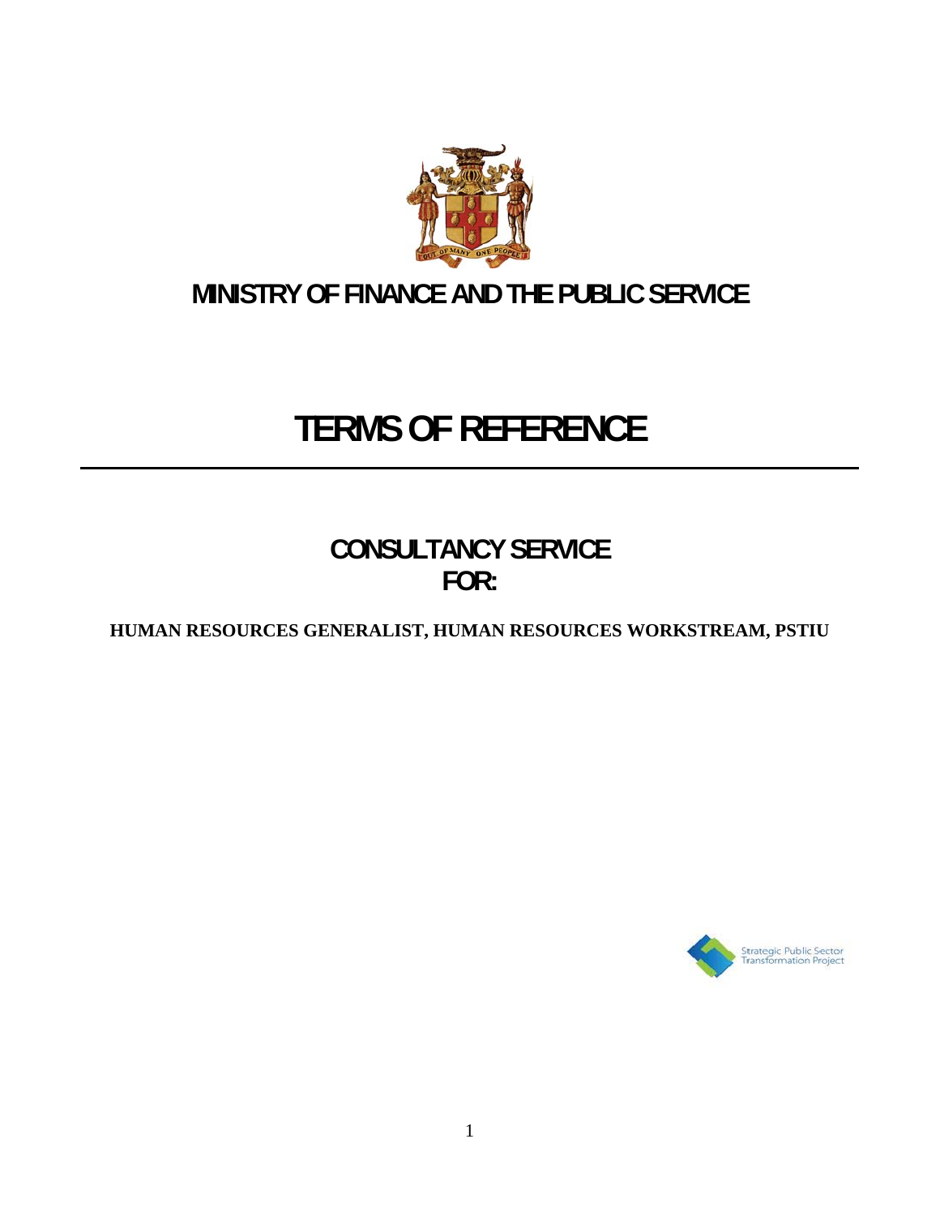# MINISTRY OF FINANCE AND THE PUBLIC SERVICE

# TERMS OF REFERENCE

---

## CONSULTANCY SERVICE FOR:

**HUMAN RESOURCES GENERALIST, HUMAN RESOURCES WORKSTREAM, PSTIU**

Strategic Public Sector Transformation Project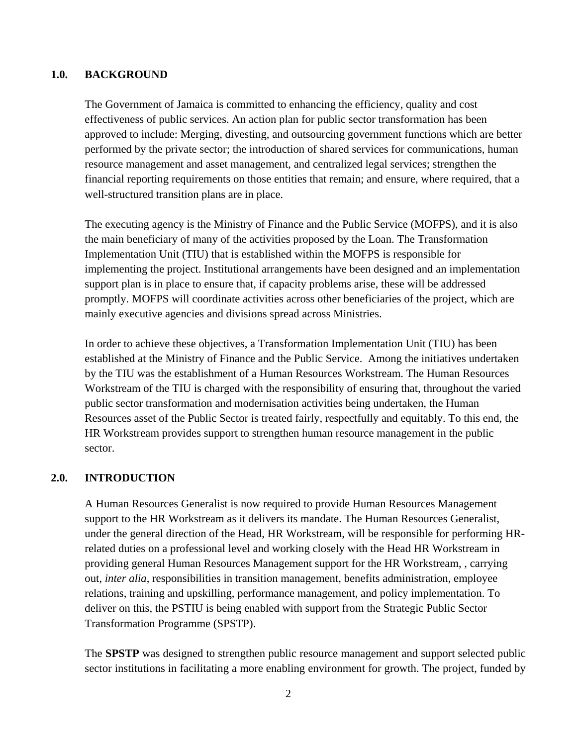## 1.0. BACKGROUND

The Government of Jamaica is committed to enhancing the efficiency, quality and cost effectiveness of public services. An action plan for public sector transformation has been approved to include: Merging, divesting, and outsourcing government functions which are better performed by the private sector; the introduction of shared services for communications, human resource management and asset management, and centralized legal services; strengthen the financial reporting requirements on those entities that remain; and ensure, where required, that a well-structured transition plans are in place.

The executing agency is the Ministry of Finance and the Public Service (MOFPS), and it is also the main beneficiary of many of the activities proposed by the Loan. The Transformation Implementation Unit (TIU) that is established within the MOFPS is responsible for implementing the project. Institutional arrangements have been designed and an implementation support plan is in place to ensure that, if capacity problems arise, these will be addressed promptly. MOFPS will coordinate activities across other beneficiaries of the project, which are mainly executive agencies and divisions spread across Ministries.

In order to achieve these objectives, a Transformation Implementation Unit (TIU) has been established at the Ministry of Finance and the Public Service. Among the initiatives undertaken by the TIU was the establishment of a Human Resources Workstream. The Human Resources Workstream of the TIU is charged with the responsibility of ensuring that, throughout the varied public sector transformation and modernisation activities being undertaken, the Human Resources asset of the Public Sector is treated fairly, respectfully and equitably. To this end, the HR Workstream provides support to strengthen human resource management in the public sector.

## 2.0. INTRODUCTION

A Human Resources Generalist is now required to provide Human Resources Management support to the HR Workstream as it delivers its mandate. The Human Resources Generalist, under the general direction of the Head, HR Workstream, will be responsible for performing HR-related duties on a professional level and working closely with the Head HR Workstream in providing general Human Resources Management support for the HR Workstream, , carrying out, *inter alia*, responsibilities in transition management, benefits administration, employee relations, training and upskilling, performance management, and policy implementation. To deliver on this, the PSTIU is being enabled with support from the Strategic Public Sector Transformation Programme (SPSTP).

The **SPSTP** was designed to strengthen public resource management and support selected public sector institutions in facilitating a more enabling environment for growth. The project, funded by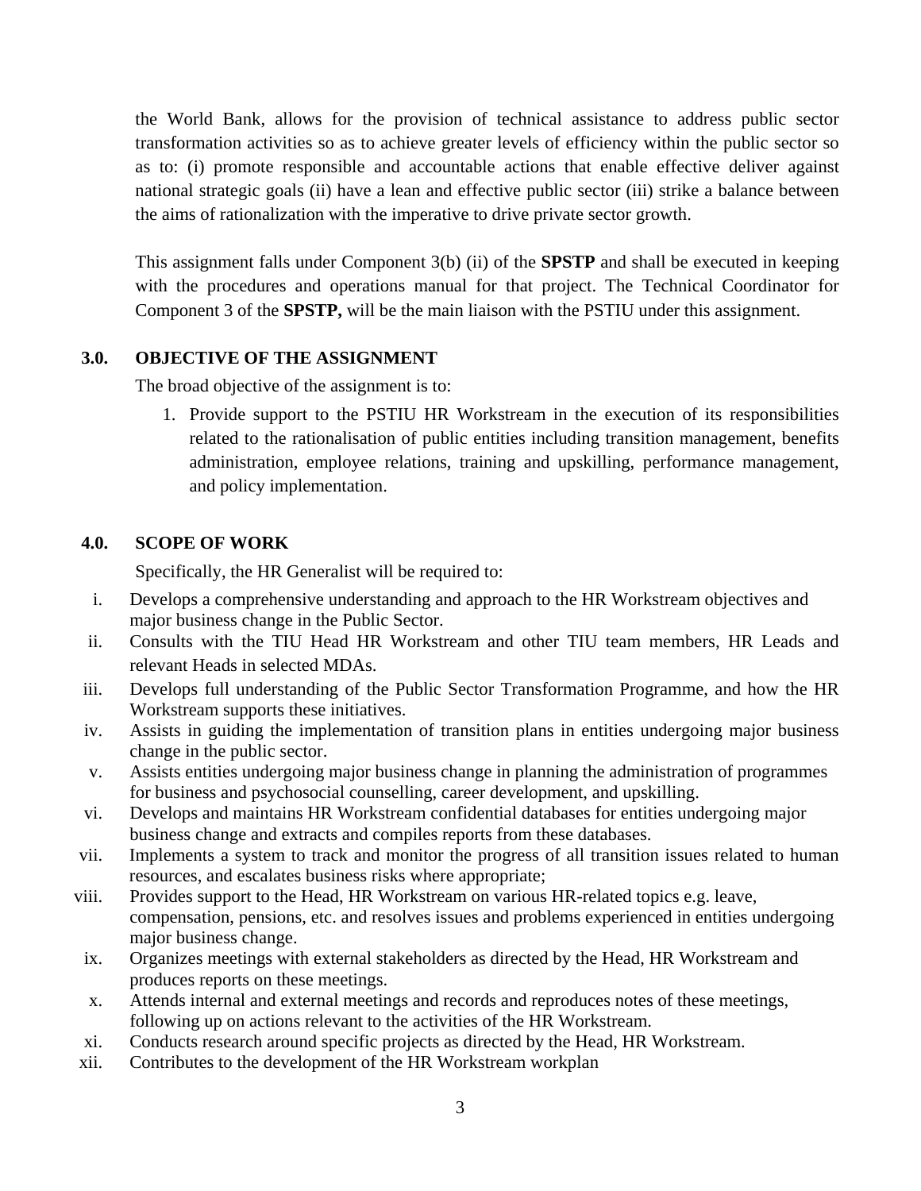the World Bank, allows for the provision of technical assistance to address public sector transformation activities so as to achieve greater levels of efficiency within the public sector so as to: (i) promote responsible and accountable actions that enable effective deliver against national strategic goals (ii) have a lean and effective public sector (iii) strike a balance between the aims of rationalization with the imperative to drive private sector growth.

This assignment falls under Component 3(b) (ii) of the **SPSTP** and shall be executed in keeping with the procedures and operations manual for that project. The Technical Coordinator for Component 3 of the **SPSTP,** will be the main liaison with the PSTIU under this assignment.

## 3.0. OBJECTIVE OF THE ASSIGNMENT

The broad objective of the assignment is to:

1. Provide support to the PSTIU HR Workstream in the execution of its responsibilities related to the rationalisation of public entities including transition management, benefits administration, employee relations, training and upskilling, performance management, and policy implementation.

## 4.0. SCOPE OF WORK

Specifically, the HR Generalist will be required to:

i. Develops a comprehensive understanding and approach to the HR Workstream objectives and major business change in the Public Sector.

ii. Consults with the TIU Head HR Workstream and other TIU team members, HR Leads and relevant Heads in selected MDAs.

iii. Develops full understanding of the Public Sector Transformation Programme, and how the HR Workstream supports these initiatives.

iv. Assists in guiding the implementation of transition plans in entities undergoing major business change in the public sector.

v. Assists entities undergoing major business change in planning the administration of programmes for business and psychosocial counselling, career development, and upskilling.

vi. Develops and maintains HR Workstream confidential databases for entities undergoing major business change and extracts and compiles reports from these databases.

vii. Implements a system to track and monitor the progress of all transition issues related to human resources, and escalates business risks where appropriate;

viii. Provides support to the Head, HR Workstream on various HR-related topics e.g. leave, compensation, pensions, etc. and resolves issues and problems experienced in entities undergoing major business change.

ix. Organizes meetings with external stakeholders as directed by the Head, HR Workstream and produces reports on these meetings.

x. Attends internal and external meetings and records and reproduces notes of these meetings, following up on actions relevant to the activities of the HR Workstream.

xi. Conducts research around specific projects as directed by the Head, HR Workstream.

xii. Contributes to the development of the HR Workstream workplan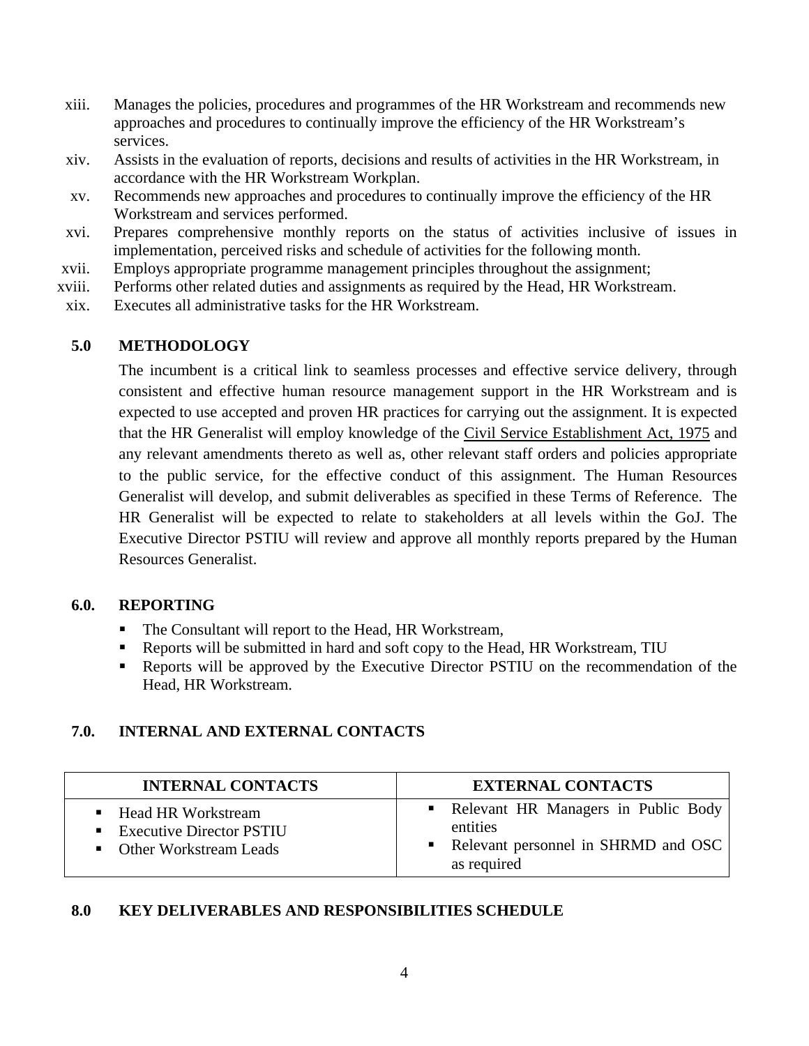xiii. Manages the policies, procedures and programmes of the HR Workstream and recommends new approaches and procedures to continually improve the efficiency of the HR Workstream's services.

xiv. Assists in the evaluation of reports, decisions and results of activities in the HR Workstream, in accordance with the HR Workstream Workplan.

xv. Recommends new approaches and procedures to continually improve the efficiency of the HR Workstream and services performed.

xvi. Prepares comprehensive monthly reports on the status of activities inclusive of issues in implementation, perceived risks and schedule of activities for the following month.

xvii. Employs appropriate programme management principles throughout the assignment;

xviii. Performs other related duties and assignments as required by the Head, HR Workstream.

xix. Executes all administrative tasks for the HR Workstream.

## 5.0 METHODOLOGY

The incumbent is a critical link to seamless processes and effective service delivery, through consistent and effective human resource management support in the HR Workstream and is expected to use accepted and proven HR practices for carrying out the assignment. It is expected that the HR Generalist will employ knowledge of the Civil Service Establishment Act, 1975 and any relevant amendments thereto as well as, other relevant staff orders and policies appropriate to the public service, for the effective conduct of this assignment. The Human Resources Generalist will develop, and submit deliverables as specified in these Terms of Reference. The HR Generalist will be expected to relate to stakeholders at all levels within the GoJ. The Executive Director PSTIU will review and approve all monthly reports prepared by the Human Resources Generalist.

## 6.0. REPORTING

- The Consultant will report to the Head, HR Workstream,
- Reports will be submitted in hard and soft copy to the Head, HR Workstream, TIU
- Reports will be approved by the Executive Director PSTIU on the recommendation of the Head, HR Workstream.

## 7.0. INTERNAL AND EXTERNAL CONTACTS

| INTERNAL CONTACTS | EXTERNAL CONTACTS |
|---|---|
| ▪ Head HR Workstream<br>▪ Executive Director PSTIU<br>▪ Other Workstream Leads | ▪ Relevant HR Managers in Public Body entities<br>▪ Relevant personnel in SHRMD and OSC as required |

## 8.0 KEY DELIVERABLES AND RESPONSIBILITIES SCHEDULE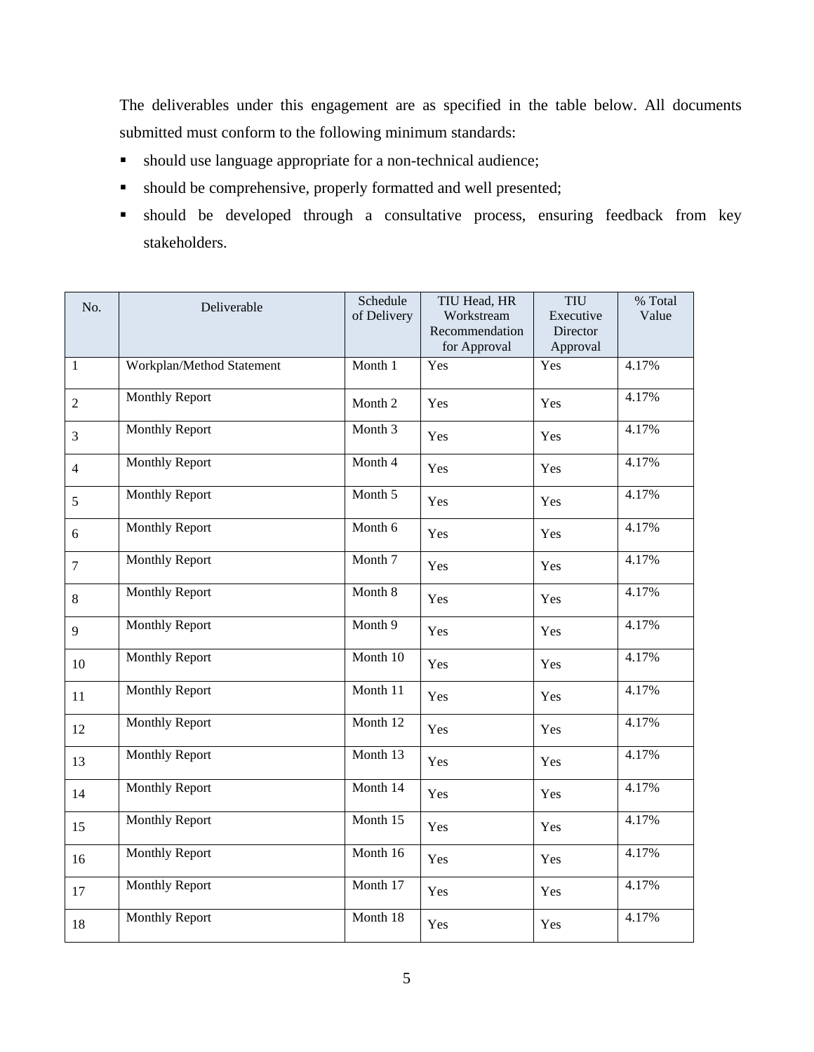The deliverables under this engagement are as specified in the table below. All documents submitted must conform to the following minimum standards:

- should use language appropriate for a non-technical audience;
- should be comprehensive, properly formatted and well presented;
- should be developed through a consultative process, ensuring feedback from key stakeholders.

| No. | Deliverable | Schedule of Delivery | TIU Head, HR Workstream Recommendation for Approval | TIU Executive Director Approval | % Total Value |
|---|---|---|---|---|---|
| 1 | Workplan/Method Statement | Month 1 | Yes | Yes | 4.17% |
| 2 | Monthly Report | Month 2 | Yes | Yes | 4.17% |
| 3 | Monthly Report | Month 3 | Yes | Yes | 4.17% |
| 4 | Monthly Report | Month 4 | Yes | Yes | 4.17% |
| 5 | Monthly Report | Month 5 | Yes | Yes | 4.17% |
| 6 | Monthly Report | Month 6 | Yes | Yes | 4.17% |
| 7 | Monthly Report | Month 7 | Yes | Yes | 4.17% |
| 8 | Monthly Report | Month 8 | Yes | Yes | 4.17% |
| 9 | Monthly Report | Month 9 | Yes | Yes | 4.17% |
| 10 | Monthly Report | Month 10 | Yes | Yes | 4.17% |
| 11 | Monthly Report | Month 11 | Yes | Yes | 4.17% |
| 12 | Monthly Report | Month 12 | Yes | Yes | 4.17% |
| 13 | Monthly Report | Month 13 | Yes | Yes | 4.17% |
| 14 | Monthly Report | Month 14 | Yes | Yes | 4.17% |
| 15 | Monthly Report | Month 15 | Yes | Yes | 4.17% |
| 16 | Monthly Report | Month 16 | Yes | Yes | 4.17% |
| 17 | Monthly Report | Month 17 | Yes | Yes | 4.17% |
| 18 | Monthly Report | Month 18 | Yes | Yes | 4.17% |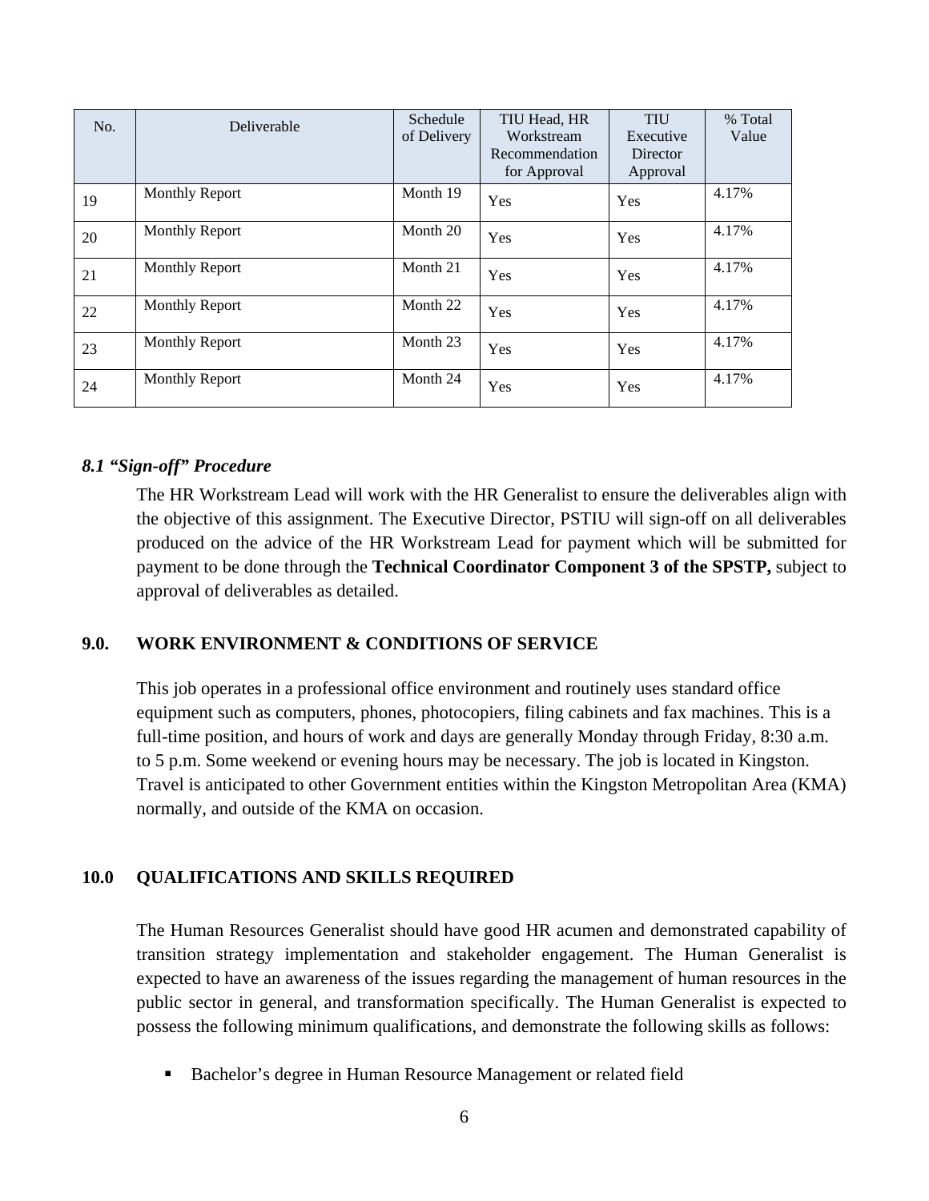| No. | Deliverable | Schedule of Delivery | TIU Head, HR Workstream Recommendation for Approval | TIU Executive Director Approval | % Total Value |
|---|---|---|---|---|---|
| 19 | Monthly Report | Month 19 | Yes | Yes | 4.17% |
| 20 | Monthly Report | Month 20 | Yes | Yes | 4.17% |
| 21 | Monthly Report | Month 21 | Yes | Yes | 4.17% |
| 22 | Monthly Report | Month 22 | Yes | Yes | 4.17% |
| 23 | Monthly Report | Month 23 | Yes | Yes | 4.17% |
| 24 | Monthly Report | Month 24 | Yes | Yes | 4.17% |

### *8.1 "Sign-off" Procedure*

The HR Workstream Lead will work with the HR Generalist to ensure the deliverables align with the objective of this assignment. The Executive Director, PSTIU will sign-off on all deliverables produced on the advice of the HR Workstream Lead for payment which will be submitted for payment to be done through the **Technical Coordinator Component 3 of the SPSTP,** subject to approval of deliverables as detailed.

## 9.0. WORK ENVIRONMENT & CONDITIONS OF SERVICE

This job operates in a professional office environment and routinely uses standard office equipment such as computers, phones, photocopiers, filing cabinets and fax machines. This is a full-time position, and hours of work and days are generally Monday through Friday, 8:30 a.m. to 5 p.m. Some weekend or evening hours may be necessary. The job is located in Kingston. Travel is anticipated to other Government entities within the Kingston Metropolitan Area (KMA) normally, and outside of the KMA on occasion.

## 10.0 QUALIFICATIONS AND SKILLS REQUIRED

The Human Resources Generalist should have good HR acumen and demonstrated capability of transition strategy implementation and stakeholder engagement. The Human Generalist is expected to have an awareness of the issues regarding the management of human resources in the public sector in general, and transformation specifically. The Human Generalist is expected to possess the following minimum qualifications, and demonstrate the following skills as follows:

- Bachelor's degree in Human Resource Management or related field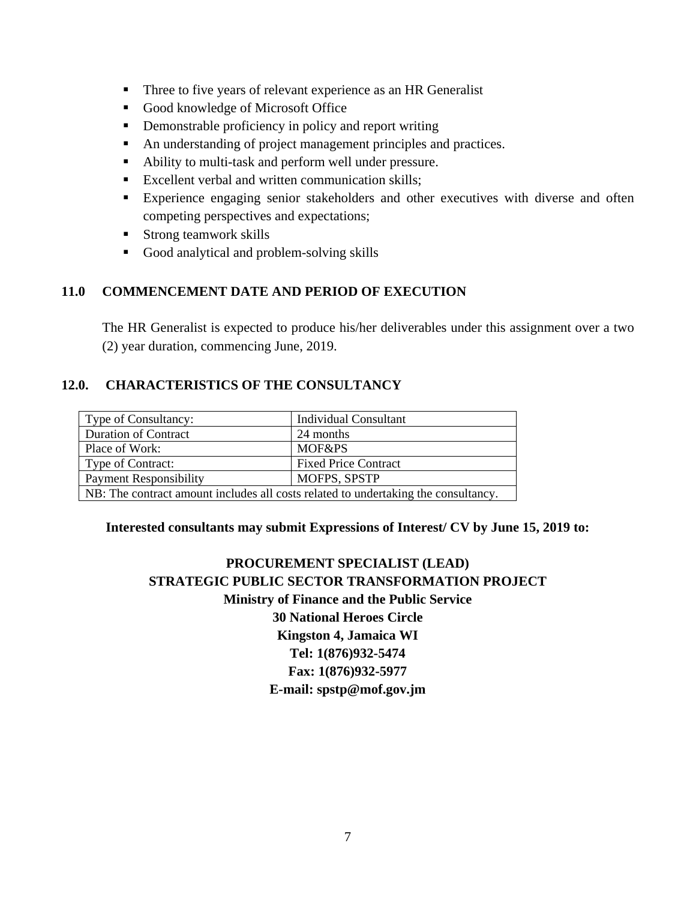- Three to five years of relevant experience as an HR Generalist
- Good knowledge of Microsoft Office
- Demonstrable proficiency in policy and report writing
- An understanding of project management principles and practices.
- Ability to multi-task and perform well under pressure.
- Excellent verbal and written communication skills;
- Experience engaging senior stakeholders and other executives with diverse and often competing perspectives and expectations;
- Strong teamwork skills
- Good analytical and problem-solving skills

## 11.0 COMMENCEMENT DATE AND PERIOD OF EXECUTION

The HR Generalist is expected to produce his/her deliverables under this assignment over a two (2) year duration, commencing June, 2019.

## 12.0. CHARACTERISTICS OF THE CONSULTANCY

| | |
|---|---|
| Type of Consultancy: | Individual Consultant |
| Duration of Contract | 24 months |
| Place of Work: | MOF&PS |
| Type of Contract: | Fixed Price Contract |
| Payment Responsibility | MOFPS, SPSTP |
| NB: The contract amount includes all costs related to undertaking the consultancy. | |

**Interested consultants may submit Expressions of Interest/ CV by June 15, 2019 to:**

**PROCUREMENT SPECIALIST (LEAD)**
**STRATEGIC PUBLIC SECTOR TRANSFORMATION PROJECT**
**Ministry of Finance and the Public Service**
**30 National Heroes Circle**
**Kingston 4, Jamaica WI**
**Tel: 1(876)932-5474**
**Fax: 1(876)932-5977**
**E-mail: spstp@mof.gov.jm**